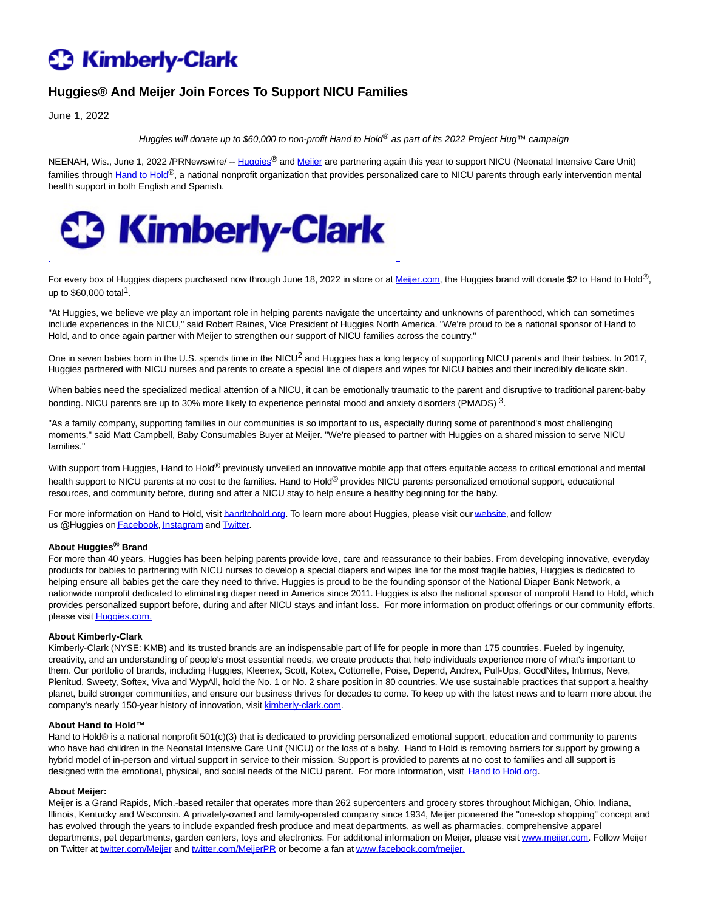# Huggies® And Meijer Join Forces To Support NICU Families

June 1, 2022

*Huggies will donate up to $60,000 to non-profit Hand to Hold® as part of its 2022 Project Hug™ campaign*

NEENAH, Wis., June 1, 2022 /PRNewswire/ -- Huggies® and Meijer are partnering again this year to support NICU (Neonatal Intensive Care Unit) families through Hand to Hold®, a national nonprofit organization that provides personalized care to NICU parents through early intervention mental health support in both English and Spanish.

For every box of Huggies diapers purchased now through June 18, 2022 in store or at Meijer.com, the Huggies brand will donate $2 to Hand to Hold®, up to $60,000 total[1].

"At Huggies, we believe we play an important role in helping parents navigate the uncertainty and unknowns of parenthood, which can sometimes include experiences in the NICU," said Robert Raines, Vice President of Huggies North America. "We're proud to be a national sponsor of Hand to Hold, and to once again partner with Meijer to strengthen our support of NICU families across the country."

One in seven babies born in the U.S. spends time in the NICU[2] and Huggies has a long legacy of supporting NICU parents and their babies. In 2017, Huggies partnered with NICU nurses and parents to create a special line of diapers and wipes for NICU babies and their incredibly delicate skin.

When babies need the specialized medical attention of a NICU, it can be emotionally traumatic to the parent and disruptive to traditional parent-baby bonding. NICU parents are up to 30% more likely to experience perinatal mood and anxiety disorders (PMADS) [3].

"As a family company, supporting families in our communities is so important to us, especially during some of parenthood's most challenging moments," said Matt Campbell, Baby Consumables Buyer at Meijer. "We're pleased to partner with Huggies on a shared mission to serve NICU families."

With support from Huggies, Hand to Hold® previously unveiled an innovative mobile app that offers equitable access to critical emotional and mental health support to NICU parents at no cost to the families. Hand to Hold® provides NICU parents personalized emotional support, educational resources, and community before, during and after a NICU stay to help ensure a healthy beginning for the baby.

For more information on Hand to Hold, visit handtohold.org. To learn more about Huggies, please visit our website, and follow us @Huggies on Facebook, Instagram and Twitter.

**About Huggies® Brand**
For more than 40 years, Huggies has been helping parents provide love, care and reassurance to their babies. From developing innovative, everyday products for babies to partnering with NICU nurses to develop a special diapers and wipes line for the most fragile babies, Huggies is dedicated to helping ensure all babies get the care they need to thrive. Huggies is proud to be the founding sponsor of the National Diaper Bank Network, a nationwide nonprofit dedicated to eliminating diaper need in America since 2011. Huggies is also the national sponsor of nonprofit Hand to Hold, which provides personalized support before, during and after NICU stays and infant loss. For more information on product offerings or our community efforts, please visit Huggies.com.

**About Kimberly-Clark**
Kimberly-Clark (NYSE: KMB) and its trusted brands are an indispensable part of life for people in more than 175 countries. Fueled by ingenuity, creativity, and an understanding of people's most essential needs, we create products that help individuals experience more of what's important to them. Our portfolio of brands, including Huggies, Kleenex, Scott, Kotex, Cottonelle, Poise, Depend, Andrex, Pull-Ups, GoodNites, Intimus, Neve, Plenitud, Sweety, Softex, Viva and WypAll, hold the No. 1 or No. 2 share position in 80 countries. We use sustainable practices that support a healthy planet, build stronger communities, and ensure our business thrives for decades to come. To keep up with the latest news and to learn more about the company's nearly 150-year history of innovation, visit kimberly-clark.com.

**About Hand to Hold™**
Hand to Hold® is a national nonprofit 501(c)(3) that is dedicated to providing personalized emotional support, education and community to parents who have had children in the Neonatal Intensive Care Unit (NICU) or the loss of a baby. Hand to Hold is removing barriers for support by growing a hybrid model of in-person and virtual support in service to their mission. Support is provided to parents at no cost to families and all support is designed with the emotional, physical, and social needs of the NICU parent. For more information, visit Hand to Hold.org.

**About Meijer:**
Meijer is a Grand Rapids, Mich.-based retailer that operates more than 262 supercenters and grocery stores throughout Michigan, Ohio, Indiana, Illinois, Kentucky and Wisconsin. A privately-owned and family-operated company since 1934, Meijer pioneered the "one-stop shopping" concept and has evolved through the years to include expanded fresh produce and meat departments, as well as pharmacies, comprehensive apparel departments, pet departments, garden centers, toys and electronics. For additional information on Meijer, please visit www.meijer.com. Follow Meijer on Twitter at twitter.com/Meijer and twitter.com/MeijerPR or become a fan at www.facebook.com/meijer.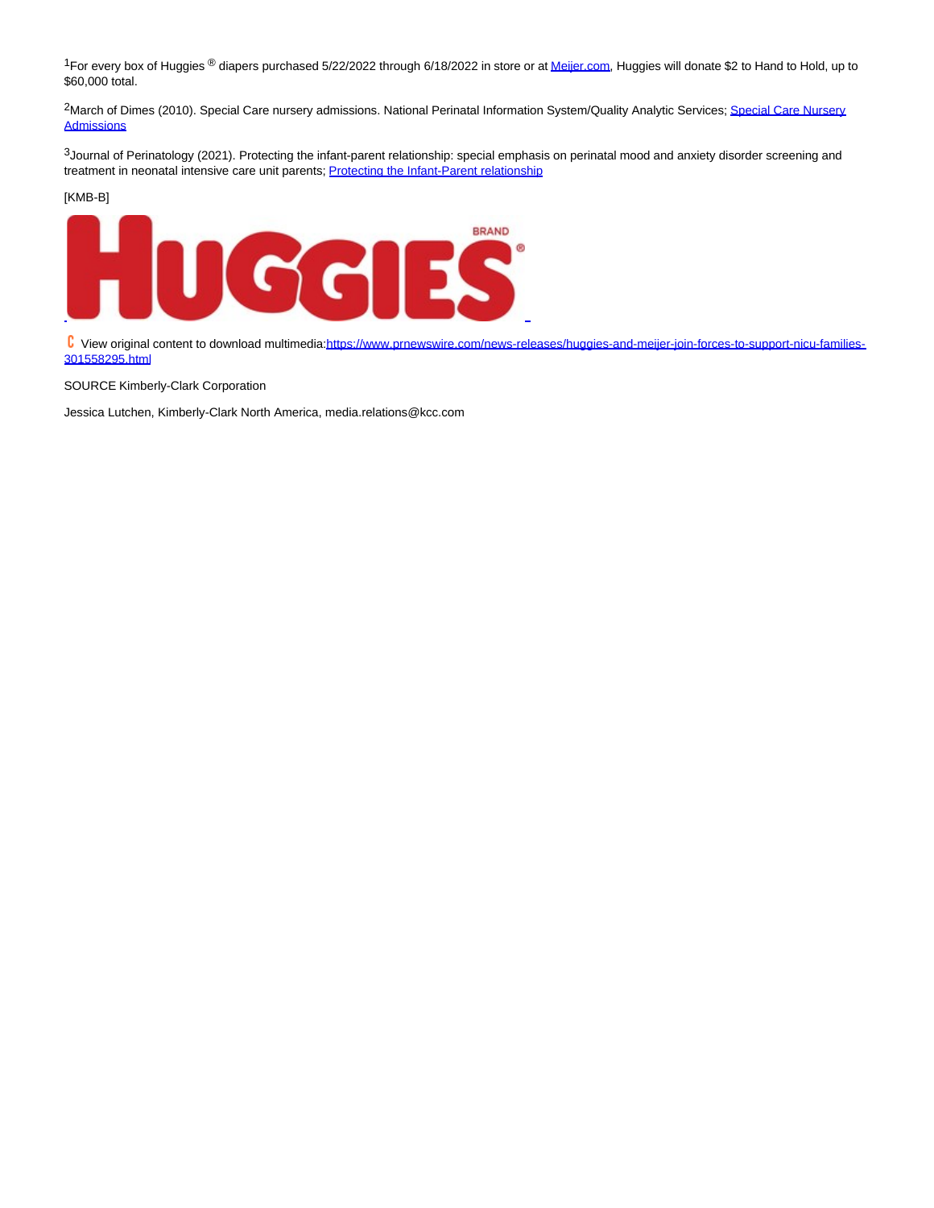[1]For every box of Huggies ® diapers purchased 5/22/2022 through 6/18/2022 in store or at Meijer.com, Huggies will donate $2 to Hand to Hold, up to $60,000 total.

[2]March of Dimes (2010). Special Care nursery admissions. National Perinatal Information System/Quality Analytic Services; Special Care Nursery Admissions

[3]Journal of Perinatology (2021). Protecting the infant-parent relationship: special emphasis on perinatal mood and anxiety disorder screening and treatment in neonatal intensive care unit parents; Protecting the Infant-Parent relationship

[KMB-B]

View original content to download multimedia: https://www.prnewswire.com/news-releases/huggies-and-meijer-join-forces-to-support-nicu-families-301558295.html

SOURCE Kimberly-Clark Corporation

Jessica Lutchen, Kimberly-Clark North America, media.relations@kcc.com